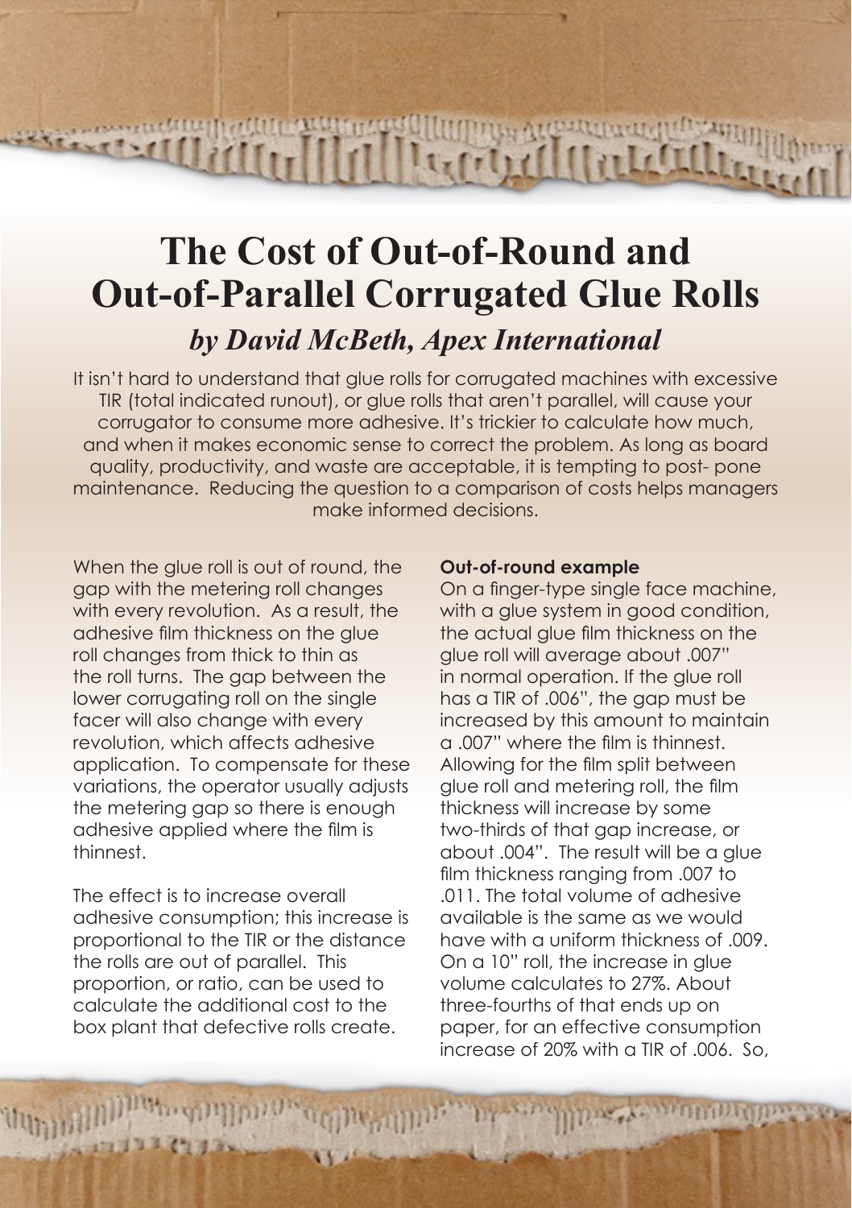# The Cost of Out-of-Round and Out-of-Parallel Corrugated Glue Rolls

## *by David McBeth, Apex International*

It isn't hard to understand that glue rolls for corrugated machines with excessive TIR (total indicated runout), or glue rolls that aren't parallel, will cause your corrugator to consume more adhesive. It's trickier to calculate how much, and when it makes economic sense to correct the problem. As long as board quality, productivity, and waste are acceptable, it is tempting to post- pone maintenance. Reducing the question to a comparison of costs helps managers make informed decisions.

When the glue roll is out of round, the gap with the metering roll changes with every revolution. As a result, the adhesive film thickness on the glue roll changes from thick to thin as the roll turns. The gap between the lower corrugating roll on the single facer will also change with every revolution, which affects adhesive application. To compensate for these variations, the operator usually adjusts the metering gap so there is enough adhesive applied where the film is thinnest.

The effect is to increase overall adhesive consumption; this increase is proportional to the TIR or the distance the rolls are out of parallel. This proportion, or ratio, can be used to calculate the additional cost to the box plant that defective rolls create.

**Out-of-round example**

On a finger-type single face machine, with a glue system in good condition, the actual glue film thickness on the glue roll will average about .007" in normal operation. If the glue roll has a TIR of .006", the gap must be increased by this amount to maintain a .007" where the film is thinnest. Allowing for the film split between glue roll and metering roll, the film thickness will increase by some two-thirds of that gap increase, or about .004". The result will be a glue film thickness ranging from .007 to .011. The total volume of adhesive available is the same as we would have with a uniform thickness of .009. On a 10" roll, the increase in glue volume calculates to 27%. About three-fourths of that ends up on paper, for an effective consumption increase of 20% with a TIR of .006. So,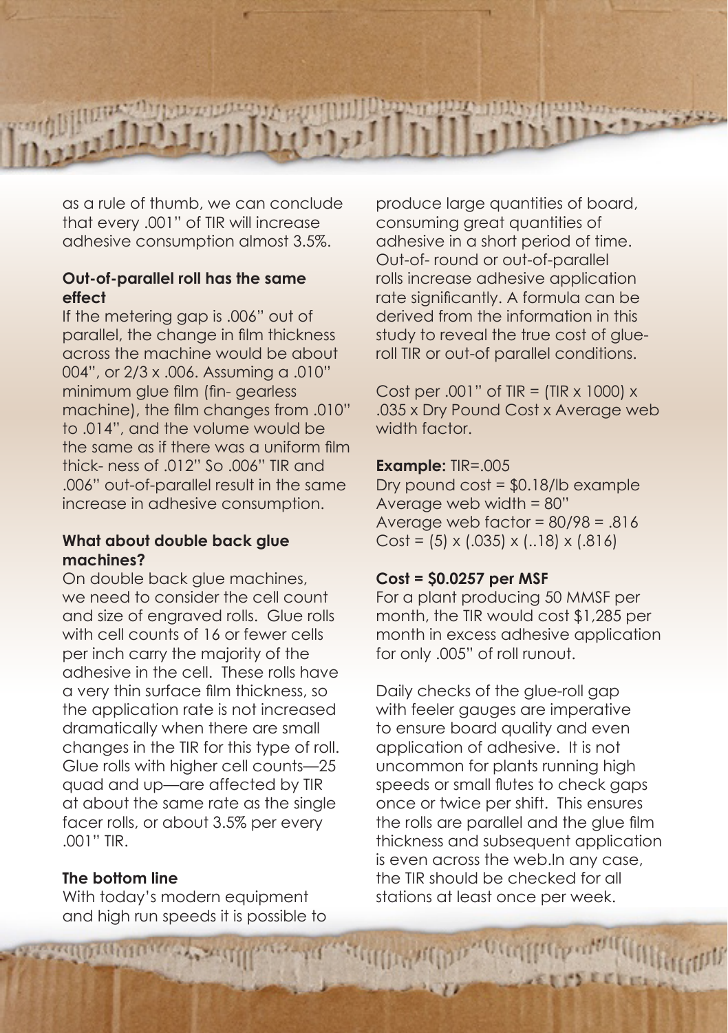as a rule of thumb, we can conclude that every .001" of TIR will increase adhesive consumption almost 3.5%.

**Out-of-parallel roll has the same effect**

If the metering gap is .006" out of parallel, the change in film thickness across the machine would be about 004", or 2/3 x .006. Assuming a .010" minimum glue film (fin- gearless machine), the film changes from .010" to .014", and the volume would be the same as if there was a uniform film thick- ness of .012" So .006" TIR and .006" out-of-parallel result in the same increase in adhesive consumption.

**What about double back glue machines?**

On double back glue machines, we need to consider the cell count and size of engraved rolls. Glue rolls with cell counts of 16 or fewer cells per inch carry the majority of the adhesive in the cell. These rolls have a very thin surface film thickness, so the application rate is not increased dramatically when there are small changes in the TIR for this type of roll. Glue rolls with higher cell counts—25 quad and up—are affected by TIR at about the same rate as the single facer rolls, or about 3.5% per every .001" TIR.

**The bottom line**

With today's modern equipment and high run speeds it is possible to produce large quantities of board, consuming great quantities of adhesive in a short period of time. Out-of- round or out-of-parallel rolls increase adhesive application rate significantly. A formula can be derived from the information in this study to reveal the true cost of glue-roll TIR or out-of parallel conditions.

Cost per .001" of TIR = (TIR x 1000) x .035 x Dry Pound Cost x Average web width factor.

**Example:** TIR=.005
Dry pound cost = $0.18/lb example
Average web width = 80"
Average web factor = 80/98 = .816
Cost = (5) x (.035) x (..18) x (.816)

**Cost = $0.0257 per MSF**

For a plant producing 50 MMSF per month, the TIR would cost $1,285 per month in excess adhesive application for only .005" of roll runout.

Daily checks of the glue-roll gap with feeler gauges are imperative to ensure board quality and even application of adhesive. It is not uncommon for plants running high speeds or small flutes to check gaps once or twice per shift. This ensures the rolls are parallel and the glue film thickness and subsequent application is even across the web.In any case, the TIR should be checked for all stations at least once per week.